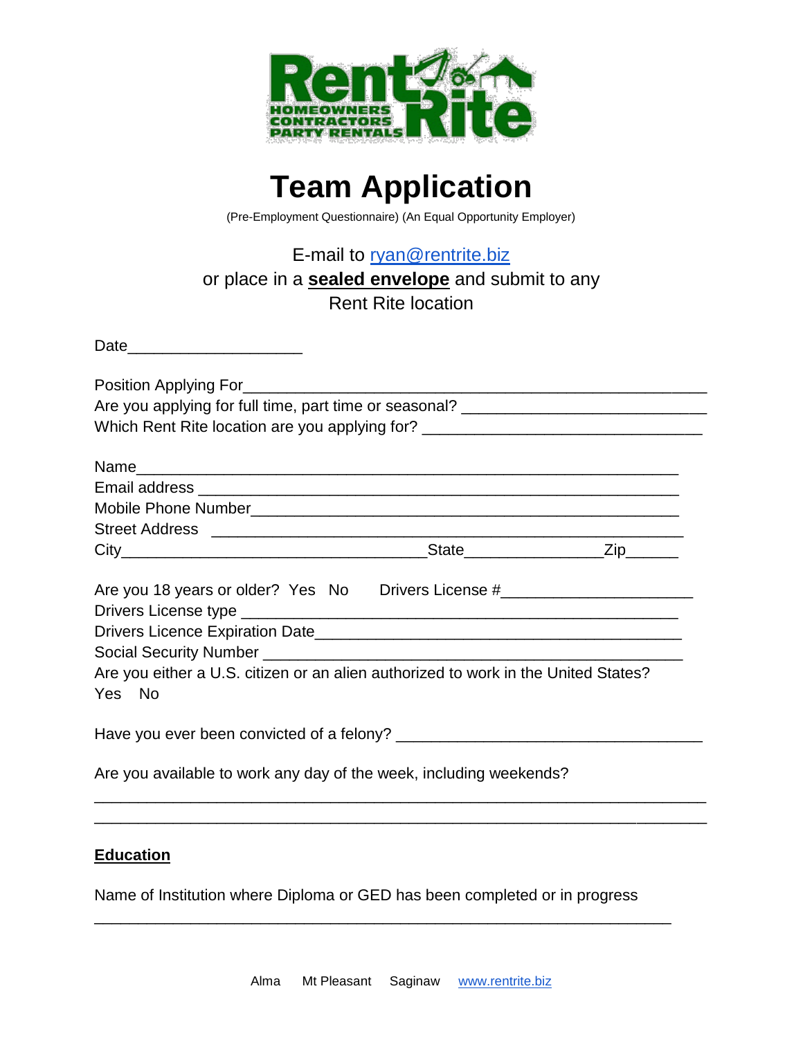# Team Application

(Pre-Employment Questionnaire) (An Equal Opportunity Employer)

E-mail to ryan@rentrite.biz
or place in a **sealed envelope** and submit to any
Rent Rite location

Date____________________

Position Applying For___________________________________________________
Are you applying for full time, part time or seasonal? ____________________________
Which Rent Rite location are you applying for? _______________________________

Name_________________________________________________________________
Email address _________________________________________________________
Mobile Phone Number___________________________________________________
Street Address ________________________________________________________
City__________________________________State_______________Zip______

Are you 18 years or older? Yes No    Drivers License #_____________________
Drivers License type ____________________________________________________
Drivers Licence Expiration Date___________________________________________
Social Security Number _________________________________________________
Are you either a U.S. citizen or an alien authorized to work in the United States?
Yes No

Have you ever been convicted of a felony? __________________________________

Are you available to work any day of the week, including weekends?
______________________________________________________________________
______________________________________________________________________

## Education

Name of Institution where Diploma or GED has been completed or in progress

_________________________________________________________________

Alma Mt Pleasant Saginaw www.rentrite.biz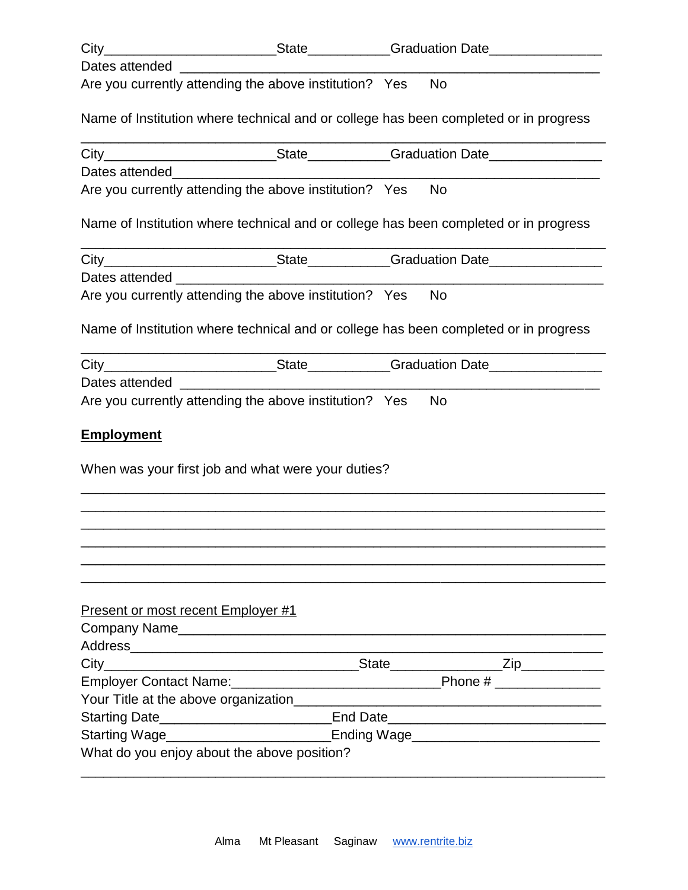City______________________State___________Graduation Date_______________
Dates attended _________________________________________________________
Are you currently attending the above institution? Yes No

Name of Institution where technical and or college has been completed or in progress
________________________________________________________________________
City______________________State___________Graduation Date_______________
Dates attended_________________________________________________________
Are you currently attending the above institution? Yes No

Name of Institution where technical and or college has been completed or in progress
________________________________________________________________________
City______________________State___________Graduation Date_______________
Dates attended _________________________________________________________
Are you currently attending the above institution? Yes No

Name of Institution where technical and or college has been completed or in progress
________________________________________________________________________
City______________________State___________Graduation Date_______________
Dates attended _________________________________________________________
Are you currently attending the above institution? Yes No

**<u>Employment</u>**

When was your first job and what were your duties?
________________________________________________________________________
________________________________________________________________________
________________________________________________________________________
________________________________________________________________________
________________________________________________________________________
________________________________________________________________________

<u>Present or most recent Employer #1</u>
Company Name__________________________________________________________
Address_______________________________________________________________
City__________________________________State_______________Zip___________
Employer Contact Name:___________________________Phone # ______________
Your Title at the above organization__________________________________________
Starting Date______________________End Date____________________________
Starting Wage_____________________Ending Wage_________________________
What do you enjoy about the above position?
________________________________________________________________________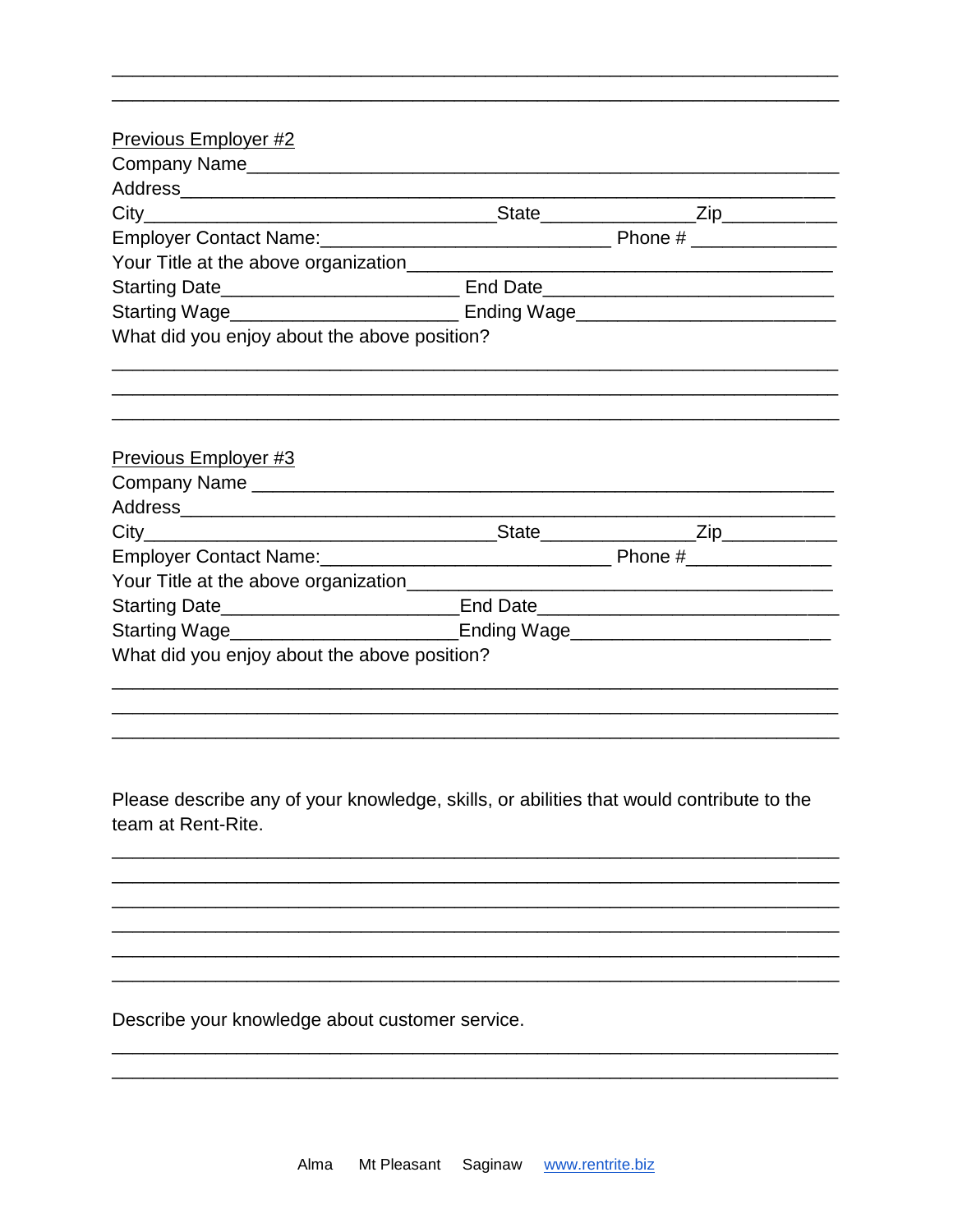_______________________________________________________________________

_______________________________________________________________________

Previous Employer #2

Company Name_________________________________________________________

Address______________________________________________________________

City_________________________________State_______________Zip___________

Employer Contact Name:_____________________________ Phone # ______________

Your Title at the above organization___________________________________________

Starting Date_______________________ End Date____________________________

Starting Wage______________________ Ending Wage_________________________

What did you enjoy about the above position?

_______________________________________________________________________

_______________________________________________________________________

_______________________________________________________________________

Previous Employer #3

Company Name ________________________________________________________

Address______________________________________________________________

City_________________________________State_______________Zip___________

Employer Contact Name:_____________________________ Phone #______________

Your Title at the above organization___________________________________________

Starting Date_______________________End Date_____________________________

Starting Wage______________________Ending Wage_________________________

What did you enjoy about the above position?

_______________________________________________________________________

_______________________________________________________________________

_______________________________________________________________________

Please describe any of your knowledge, skills, or abilities that would contribute to the team at Rent-Rite.

_______________________________________________________________________

_______________________________________________________________________

_______________________________________________________________________

_______________________________________________________________________

_______________________________________________________________________

_______________________________________________________________________

Describe your knowledge about customer service.

_______________________________________________________________________

_______________________________________________________________________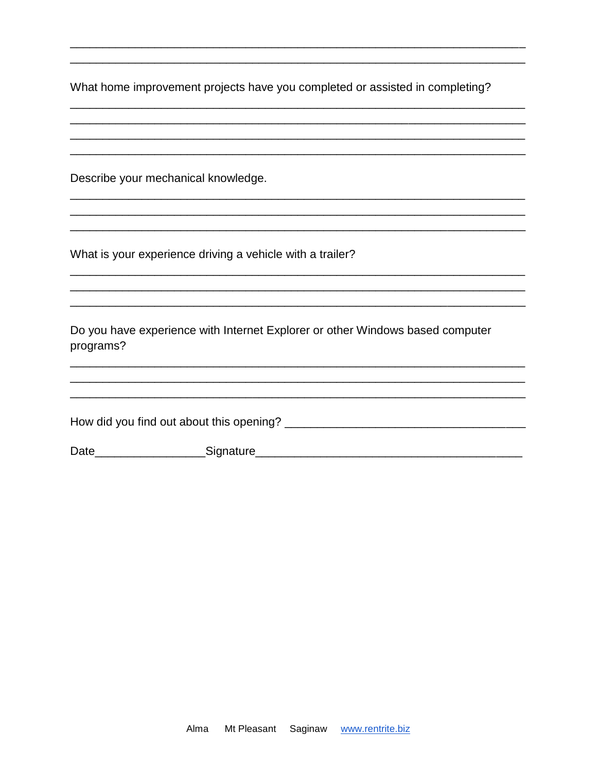\_\_\_\_\_\_\_\_\_\_\_\_\_\_\_\_\_\_\_\_\_\_\_\_\_\_\_\_\_\_\_\_\_\_\_\_\_\_\_\_\_\_\_\_\_\_\_\_\_\_\_\_\_\_\_\_\_\_\_\_\_\_\_\_\_\_\_\_\_\_\_\_\_\_\_\_\_\_

\_\_\_\_\_\_\_\_\_\_\_\_\_\_\_\_\_\_\_\_\_\_\_\_\_\_\_\_\_\_\_\_\_\_\_\_\_\_\_\_\_\_\_\_\_\_\_\_\_\_\_\_\_\_\_\_\_\_\_\_\_\_\_\_\_\_\_\_\_\_\_\_\_\_\_\_\_\_

What home improvement projects have you completed or assisted in completing?

\_\_\_\_\_\_\_\_\_\_\_\_\_\_\_\_\_\_\_\_\_\_\_\_\_\_\_\_\_\_\_\_\_\_\_\_\_\_\_\_\_\_\_\_\_\_\_\_\_\_\_\_\_\_\_\_\_\_\_\_\_\_\_\_\_\_\_\_\_\_\_\_\_\_\_\_\_\_

\_\_\_\_\_\_\_\_\_\_\_\_\_\_\_\_\_\_\_\_\_\_\_\_\_\_\_\_\_\_\_\_\_\_\_\_\_\_\_\_\_\_\_\_\_\_\_\_\_\_\_\_\_\_\_\_\_\_\_\_\_\_\_\_\_\_\_\_\_\_\_\_\_\_\_\_\_\_

\_\_\_\_\_\_\_\_\_\_\_\_\_\_\_\_\_\_\_\_\_\_\_\_\_\_\_\_\_\_\_\_\_\_\_\_\_\_\_\_\_\_\_\_\_\_\_\_\_\_\_\_\_\_\_\_\_\_\_\_\_\_\_\_\_\_\_\_\_\_\_\_\_\_\_\_\_\_

\_\_\_\_\_\_\_\_\_\_\_\_\_\_\_\_\_\_\_\_\_\_\_\_\_\_\_\_\_\_\_\_\_\_\_\_\_\_\_\_\_\_\_\_\_\_\_\_\_\_\_\_\_\_\_\_\_\_\_\_\_\_\_\_\_\_\_\_\_\_\_\_\_\_\_\_\_\_

Describe your mechanical knowledge.

\_\_\_\_\_\_\_\_\_\_\_\_\_\_\_\_\_\_\_\_\_\_\_\_\_\_\_\_\_\_\_\_\_\_\_\_\_\_\_\_\_\_\_\_\_\_\_\_\_\_\_\_\_\_\_\_\_\_\_\_\_\_\_\_\_\_\_\_\_\_\_\_\_\_\_\_\_\_

\_\_\_\_\_\_\_\_\_\_\_\_\_\_\_\_\_\_\_\_\_\_\_\_\_\_\_\_\_\_\_\_\_\_\_\_\_\_\_\_\_\_\_\_\_\_\_\_\_\_\_\_\_\_\_\_\_\_\_\_\_\_\_\_\_\_\_\_\_\_\_\_\_\_\_\_\_\_

\_\_\_\_\_\_\_\_\_\_\_\_\_\_\_\_\_\_\_\_\_\_\_\_\_\_\_\_\_\_\_\_\_\_\_\_\_\_\_\_\_\_\_\_\_\_\_\_\_\_\_\_\_\_\_\_\_\_\_\_\_\_\_\_\_\_\_\_\_\_\_\_\_\_\_\_\_\_

What is your experience driving a vehicle with a trailer?

\_\_\_\_\_\_\_\_\_\_\_\_\_\_\_\_\_\_\_\_\_\_\_\_\_\_\_\_\_\_\_\_\_\_\_\_\_\_\_\_\_\_\_\_\_\_\_\_\_\_\_\_\_\_\_\_\_\_\_\_\_\_\_\_\_\_\_\_\_\_\_\_\_\_\_\_\_\_

\_\_\_\_\_\_\_\_\_\_\_\_\_\_\_\_\_\_\_\_\_\_\_\_\_\_\_\_\_\_\_\_\_\_\_\_\_\_\_\_\_\_\_\_\_\_\_\_\_\_\_\_\_\_\_\_\_\_\_\_\_\_\_\_\_\_\_\_\_\_\_\_\_\_\_\_\_\_

\_\_\_\_\_\_\_\_\_\_\_\_\_\_\_\_\_\_\_\_\_\_\_\_\_\_\_\_\_\_\_\_\_\_\_\_\_\_\_\_\_\_\_\_\_\_\_\_\_\_\_\_\_\_\_\_\_\_\_\_\_\_\_\_\_\_\_\_\_\_\_\_\_\_\_\_\_\_

Do you have experience with Internet Explorer or other Windows based computer programs?

\_\_\_\_\_\_\_\_\_\_\_\_\_\_\_\_\_\_\_\_\_\_\_\_\_\_\_\_\_\_\_\_\_\_\_\_\_\_\_\_\_\_\_\_\_\_\_\_\_\_\_\_\_\_\_\_\_\_\_\_\_\_\_\_\_\_\_\_\_\_\_\_\_\_\_\_\_\_

\_\_\_\_\_\_\_\_\_\_\_\_\_\_\_\_\_\_\_\_\_\_\_\_\_\_\_\_\_\_\_\_\_\_\_\_\_\_\_\_\_\_\_\_\_\_\_\_\_\_\_\_\_\_\_\_\_\_\_\_\_\_\_\_\_\_\_\_\_\_\_\_\_\_\_\_\_\_

\_\_\_\_\_\_\_\_\_\_\_\_\_\_\_\_\_\_\_\_\_\_\_\_\_\_\_\_\_\_\_\_\_\_\_\_\_\_\_\_\_\_\_\_\_\_\_\_\_\_\_\_\_\_\_\_\_\_\_\_\_\_\_\_\_\_\_\_\_\_\_\_\_\_\_\_\_\_

How did you find out about this opening? \_\_\_\_\_\_\_\_\_\_\_\_\_\_\_\_\_\_\_\_\_\_\_\_\_\_\_\_\_\_\_\_\_\_\_\_\_\_\_\_

Date\_\_\_\_\_\_\_\_\_\_\_\_\_\_\_\_\_\_Signature\_\_\_\_\_\_\_\_\_\_\_\_\_\_\_\_\_\_\_\_\_\_\_\_\_\_\_\_\_\_\_\_\_\_\_\_\_\_\_\_\_\_\_\_

Alma Mt Pleasant Saginaw www.rentrite.biz